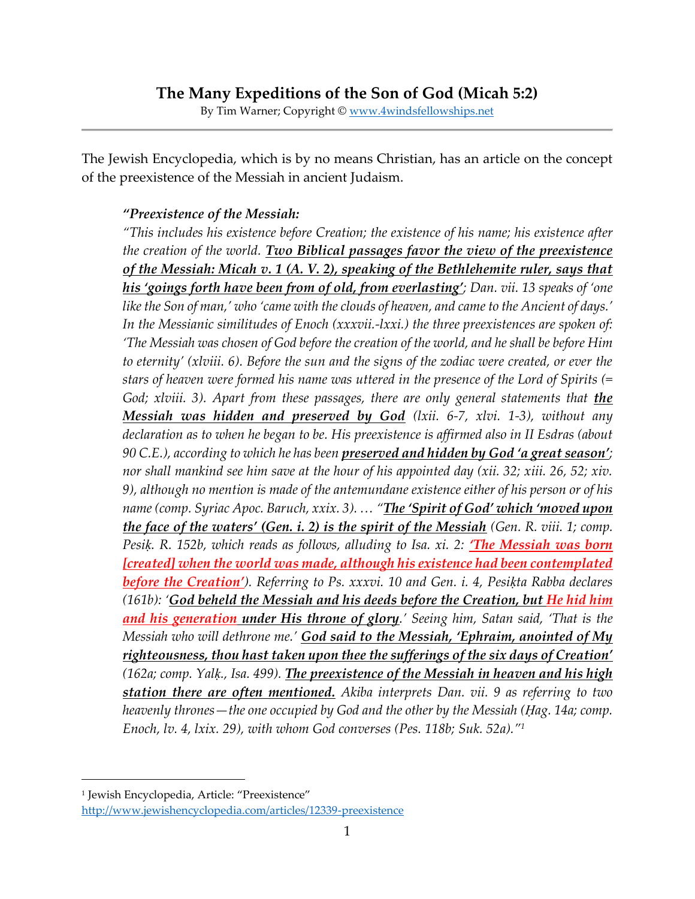# The Many Expeditions of the Son of God (Micah 5:2)

By Tim Warner; Copyright © www.4windsfellowships.net

---

The Jewish Encyclopedia, which is by no means Christian, has an article on the concept of the preexistence of the Messiah in ancient Judaism.

> ***"Preexistence of the Messiah:***
>
> *"This includes his existence before Creation; the existence of his name; his existence after the creation of the world. **Two Biblical passages favor the view of the preexistence of the Messiah: Micah v. 1 (A. V. 2), speaking of the Bethlehemite ruler, says that his 'goings forth have been from of old, from everlasting'**; Dan. vii. 13 speaks of 'one like the Son of man,' who 'came with the clouds of heaven, and came to the Ancient of days.' In the Messianic similitudes of Enoch (xxxvii.-lxxi.) the three preexistences are spoken of: 'The Messiah was chosen of God before the creation of the world, and he shall be before Him to eternity' (xlviii. 6). Before the sun and the signs of the zodiac were created, or ever the stars of heaven were formed his name was uttered in the presence of the Lord of Spirits (= God; xlviii. 3). Apart from these passages, there are only general statements that **the Messiah was hidden and preserved by God** (lxii. 6-7, xlvi. 1-3), without any declaration as to when he began to be. His preexistence is affirmed also in II Esdras (about 90 C.E.), according to which he has been **preserved and hidden by God 'a great season'**; nor shall mankind see him save at the hour of his appointed day (xii. 32; xiii. 26, 52; xiv. 9), although no mention is made of the antemundane existence either of his person or of his name (comp. Syriac Apoc. Baruch, xxix. 3). … "**The 'Spirit of God' which 'moved upon the face of the waters' (Gen. i. 2) is the spirit of the Messiah** (Gen. R. viii. 1; comp. Pesiḳ. R. 152b, which reads as follows, alluding to Isa. xi. 2: **'The Messiah was born [created] when the world was made, although his existence had been contemplated before the Creation'**). Referring to Ps. xxxvi. 10 and Gen. i. 4, Pesiḳta Rabba declares (161b): '**God beheld the Messiah and his deeds before the Creation, but He hid him and his generation under His throne of glory**.' Seeing him, Satan said, 'That is the Messiah who will dethrone me.' **God said to the Messiah, 'Ephraim, anointed of My righteousness, thou hast taken upon thee the sufferings of the six days of Creation'** (162a; comp. Yalḳ., Isa. 499). **The preexistence of the Messiah in heaven and his high station there are often mentioned.** Akiba interprets Dan. vii. 9 as referring to two heavenly thrones—the one occupied by God and the other by the Messiah (Ḥag. 14a; comp. Enoch, lv. 4, lxix. 29), with whom God converses (Pes. 118b; Suk. 52a)."*[1]

---

[1] Jewish Encyclopedia, Article: "Preexistence" http://www.jewishencyclopedia.com/articles/12339-preexistence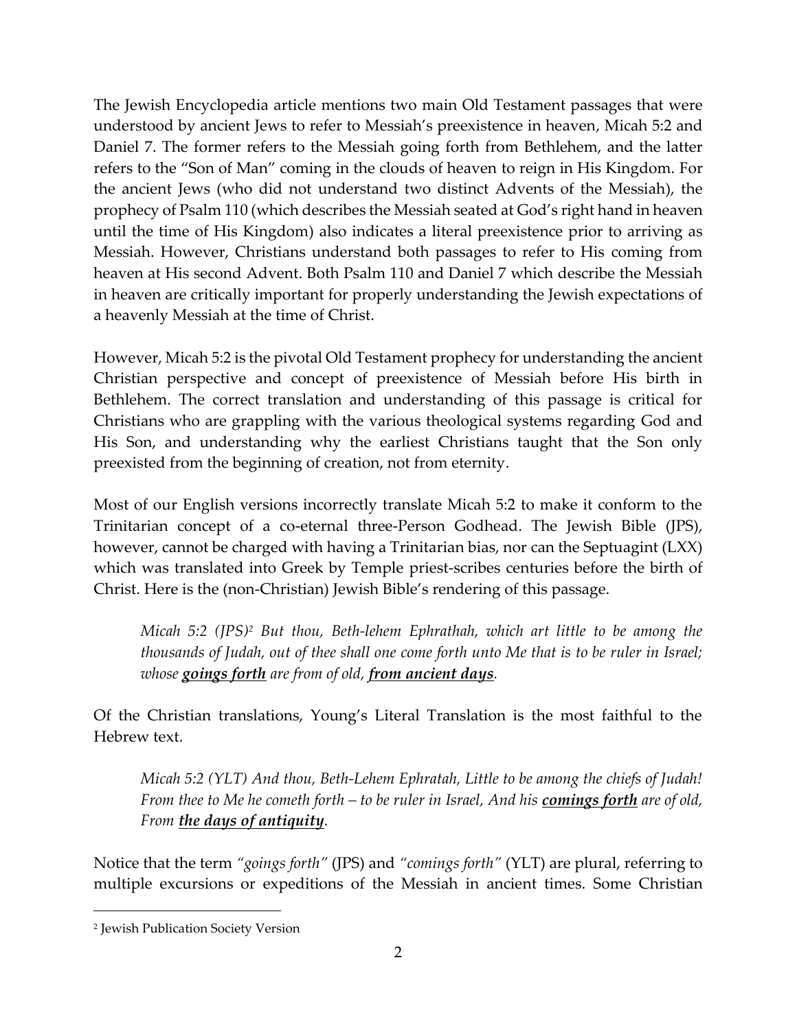The Jewish Encyclopedia article mentions two main Old Testament passages that were understood by ancient Jews to refer to Messiah's preexistence in heaven, Micah 5:2 and Daniel 7. The former refers to the Messiah going forth from Bethlehem, and the latter refers to the "Son of Man" coming in the clouds of heaven to reign in His Kingdom. For the ancient Jews (who did not understand two distinct Advents of the Messiah), the prophecy of Psalm 110 (which describes the Messiah seated at God's right hand in heaven until the time of His Kingdom) also indicates a literal preexistence prior to arriving as Messiah. However, Christians understand both passages to refer to His coming from heaven at His second Advent. Both Psalm 110 and Daniel 7 which describe the Messiah in heaven are critically important for properly understanding the Jewish expectations of a heavenly Messiah at the time of Christ.

However, Micah 5:2 is the pivotal Old Testament prophecy for understanding the ancient Christian perspective and concept of preexistence of Messiah before His birth in Bethlehem. The correct translation and understanding of this passage is critical for Christians who are grappling with the various theological systems regarding God and His Son, and understanding why the earliest Christians taught that the Son only preexisted from the beginning of creation, not from eternity.

Most of our English versions incorrectly translate Micah 5:2 to make it conform to the Trinitarian concept of a co-eternal three-Person Godhead. The Jewish Bible (JPS), however, cannot be charged with having a Trinitarian bias, nor can the Septuagint (LXX) which was translated into Greek by Temple priest-scribes centuries before the birth of Christ. Here is the (non-Christian) Jewish Bible's rendering of this passage.

> *Micah 5:2 (JPS)[2] But thou, Beth-lehem Ephrathah, which art little to be among the thousands of Judah, out of thee shall one come forth unto Me that is to be ruler in Israel; whose **goings forth** are from of old, **from ancient days**.*

Of the Christian translations, Young's Literal Translation is the most faithful to the Hebrew text.

> *Micah 5:2 (YLT) And thou, Beth-Lehem Ephratah, Little to be among the chiefs of Judah! From thee to Me he cometh forth – to be ruler in Israel, And his **comings forth** are of old, From **the days of antiquity**.*

Notice that the term *"goings forth"* (JPS) and *"comings forth"* (YLT) are plural, referring to multiple excursions or expeditions of the Messiah in ancient times. Some Christian

---

[2] Jewish Publication Society Version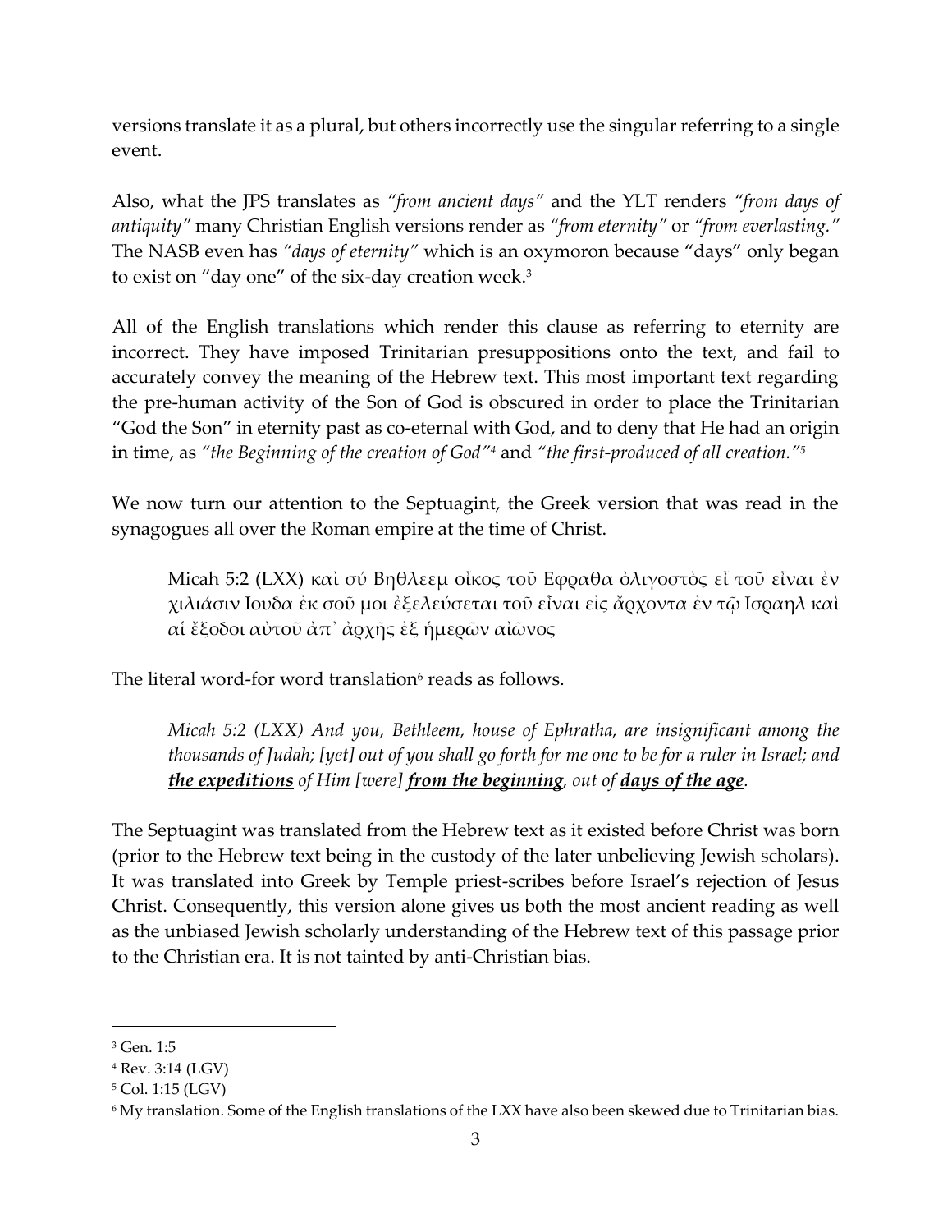versions translate it as a plural, but others incorrectly use the singular referring to a single event.

Also, what the JPS translates as *"from ancient days"* and the YLT renders *"from days of antiquity"* many Christian English versions render as *"from eternity"* or *"from everlasting."* The NASB even has *"days of eternity"* which is an oxymoron because "days" only began to exist on "day one" of the six-day creation week.[3]

All of the English translations which render this clause as referring to eternity are incorrect. They have imposed Trinitarian presuppositions onto the text, and fail to accurately convey the meaning of the Hebrew text. This most important text regarding the pre-human activity of the Son of God is obscured in order to place the Trinitarian "God the Son" in eternity past as co-eternal with God, and to deny that He had an origin in time, as *"the Beginning of the creation of God"*[4] and *"the first-produced of all creation."*[5]

We now turn our attention to the Septuagint, the Greek version that was read in the synagogues all over the Roman empire at the time of Christ.

> Micah 5:2 (LXX) καὶ σύ Βηθλεεμ οἶκος τοῦ Εφραθα ὀλιγοστὸς εἶ τοῦ εἶναι ἐν χιλιάσιν Ιουδα ἐκ σοῦ μοι ἐξελεύσεται τοῦ εἶναι εἰς ἄρχοντα ἐν τῷ Ισραηλ καὶ αἱ ἔξοδοι αὐτοῦ ἀπ᾽ ἀρχῆς ἐξ ἡμερῶν αἰῶνος

The literal word-for word translation[6] reads as follows.

> *Micah 5:2 (LXX) And you, Bethleem, house of Ephratha, are insignificant among the thousands of Judah; [yet] out of you shall go forth for me one to be for a ruler in Israel; and **the expeditions** of Him [were] **from the beginning**, out of **days of the age**.*

The Septuagint was translated from the Hebrew text as it existed before Christ was born (prior to the Hebrew text being in the custody of the later unbelieving Jewish scholars). It was translated into Greek by Temple priest-scribes before Israel's rejection of Jesus Christ. Consequently, this version alone gives us both the most ancient reading as well as the unbiased Jewish scholarly understanding of the Hebrew text of this passage prior to the Christian era. It is not tainted by anti-Christian bias.

---

[3] Gen. 1:5

[4] Rev. 3:14 (LGV)

[5] Col. 1:15 (LGV)

[6] My translation. Some of the English translations of the LXX have also been skewed due to Trinitarian bias.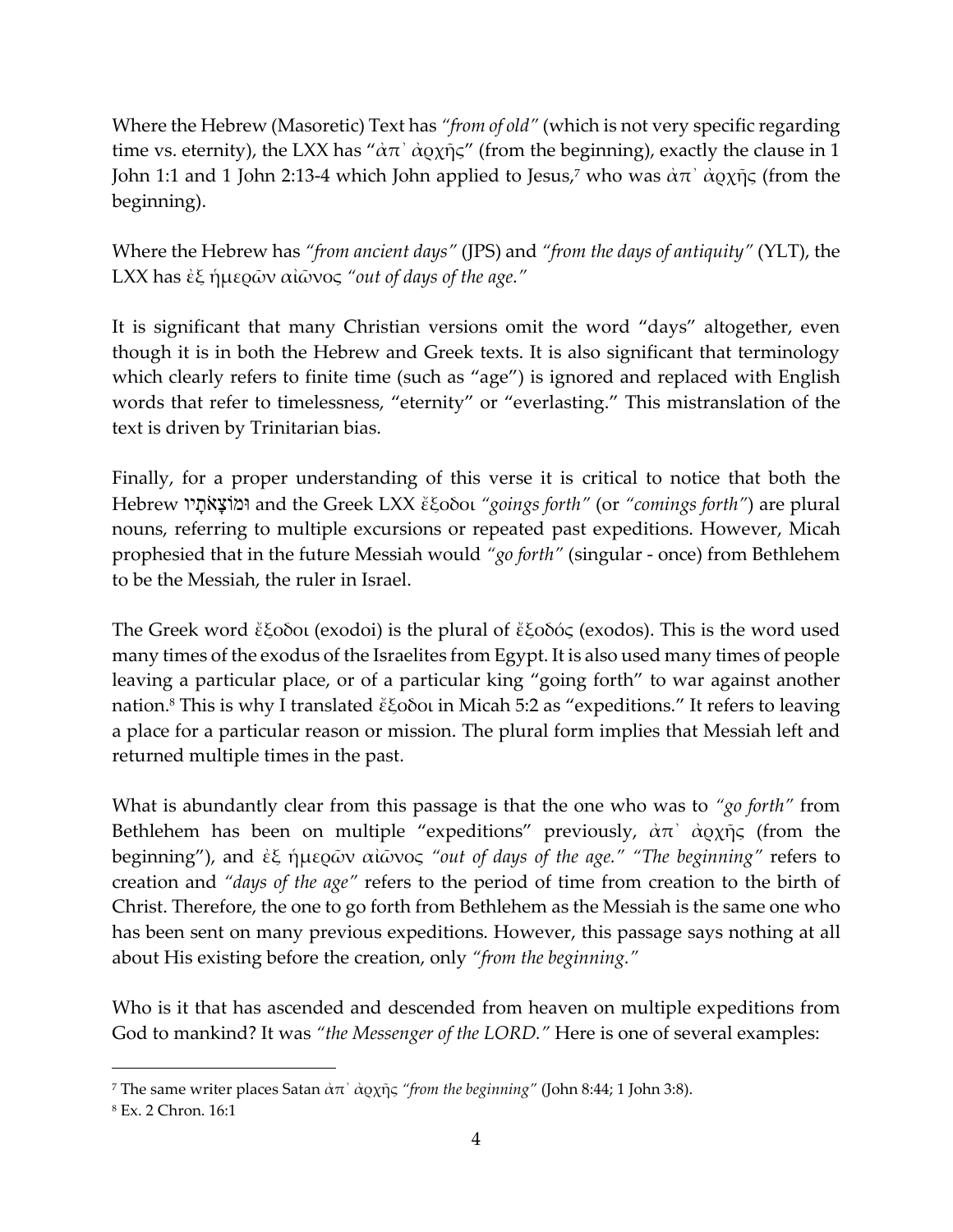Where the Hebrew (Masoretic) Text has *"from of old"* (which is not very specific regarding time vs. eternity), the LXX has "ἀπ᾽ ἀρχῆς" (from the beginning), exactly the clause in 1 John 1:1 and 1 John 2:13-4 which John applied to Jesus,[7] who was ἀπ᾽ ἀρχῆς (from the beginning).

Where the Hebrew has *"from ancient days"* (JPS) and *"from the days of antiquity"* (YLT), the LXX has ἐξ ἡμερῶν αἰῶνος *"out of days of the age."*

It is significant that many Christian versions omit the word "days" altogether, even though it is in both the Hebrew and Greek texts. It is also significant that terminology which clearly refers to finite time (such as "age") is ignored and replaced with English words that refer to timelessness, "eternity" or "everlasting." This mistranslation of the text is driven by Trinitarian bias.

Finally, for a proper understanding of this verse it is critical to notice that both the Hebrew וּמוֹצָאֹתָיו and the Greek LXX ἔξοδοι *"goings forth"* (or *"comings forth"*) are plural nouns, referring to multiple excursions or repeated past expeditions. However, Micah prophesied that in the future Messiah would *"go forth"* (singular - once) from Bethlehem to be the Messiah, the ruler in Israel.

The Greek word ἔξοδοι (exodoi) is the plural of ἔξοδός (exodos). This is the word used many times of the exodus of the Israelites from Egypt. It is also used many times of people leaving a particular place, or of a particular king "going forth" to war against another nation.[8] This is why I translated ἔξοδοι in Micah 5:2 as "expeditions." It refers to leaving a place for a particular reason or mission. The plural form implies that Messiah left and returned multiple times in the past.

What is abundantly clear from this passage is that the one who was to *"go forth"* from Bethlehem has been on multiple "expeditions" previously, ἀπ᾽ ἀρχῆς (from the beginning"), and ἐξ ἡμερῶν αἰῶνος *"out of days of the age." "The beginning"* refers to creation and *"days of the age"* refers to the period of time from creation to the birth of Christ. Therefore, the one to go forth from Bethlehem as the Messiah is the same one who has been sent on many previous expeditions. However, this passage says nothing at all about His existing before the creation, only *"from the beginning."*

Who is it that has ascended and descended from heaven on multiple expeditions from God to mankind? It was *"the Messenger of the LORD."* Here is one of several examples:

---

[7] The same writer places Satan ἀπ᾽ ἀρχῆς *"from the beginning"* (John 8:44; 1 John 3:8).

[8] Ex. 2 Chron. 16:1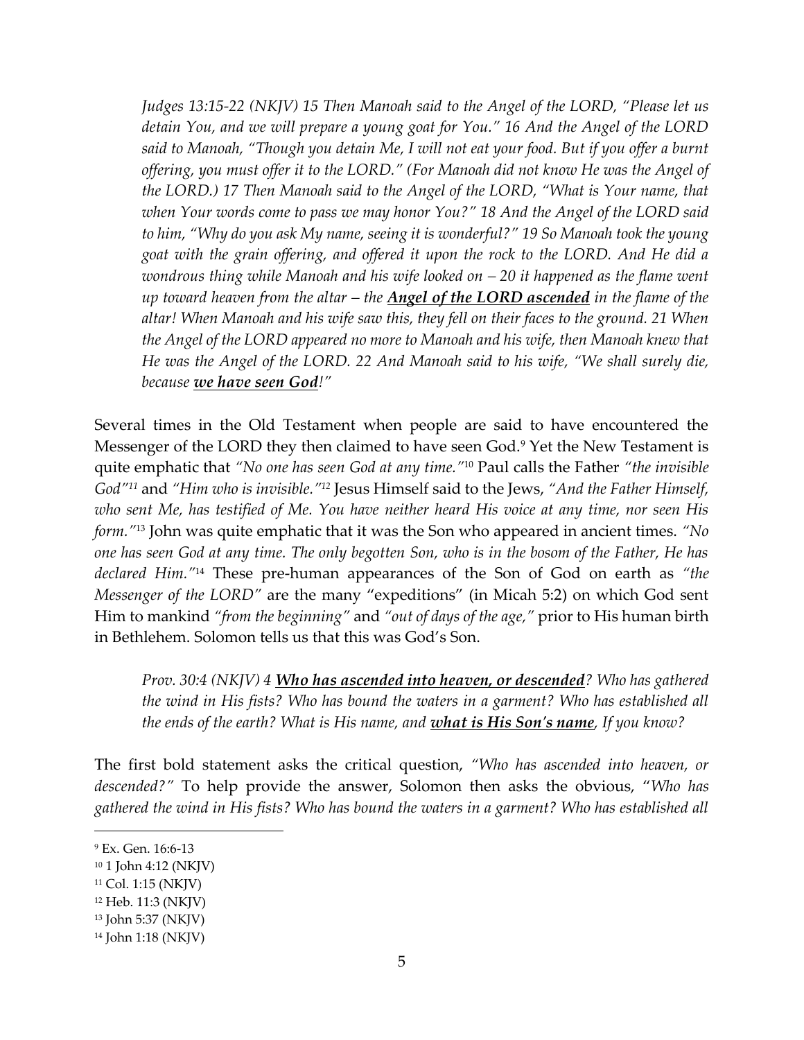*Judges 13:15-22 (NKJV) 15 Then Manoah said to the Angel of the LORD, "Please let us detain You, and we will prepare a young goat for You." 16 And the Angel of the LORD said to Manoah, "Though you detain Me, I will not eat your food. But if you offer a burnt offering, you must offer it to the LORD." (For Manoah did not know He was the Angel of the LORD.) 17 Then Manoah said to the Angel of the LORD, "What is Your name, that when Your words come to pass we may honor You?" 18 And the Angel of the LORD said to him, "Why do you ask My name, seeing it is wonderful?" 19 So Manoah took the young goat with the grain offering, and offered it upon the rock to the LORD. And He did a wondrous thing while Manoah and his wife looked on – 20 it happened as the flame went up toward heaven from the altar – the **<u>Angel of the LORD ascended</u>** in the flame of the altar! When Manoah and his wife saw this, they fell on their faces to the ground. 21 When the Angel of the LORD appeared no more to Manoah and his wife, then Manoah knew that He was the Angel of the LORD. 22 And Manoah said to his wife, "We shall surely die, because **<u>we have seen God</u>**!"*

Several times in the Old Testament when people are said to have encountered the Messenger of the LORD they then claimed to have seen God.[9] Yet the New Testament is quite emphatic that *"No one has seen God at any time."*[10] Paul calls the Father *"the invisible God"*[11] and *"Him who is invisible."*[12] Jesus Himself said to the Jews, *"And the Father Himself, who sent Me, has testified of Me. You have neither heard His voice at any time, nor seen His form."*[13] John was quite emphatic that it was the Son who appeared in ancient times. *"No one has seen God at any time. The only begotten Son, who is in the bosom of the Father, He has declared Him."*[14] These pre-human appearances of the Son of God on earth as *"the Messenger of the LORD"* are the many "expeditions" (in Micah 5:2) on which God sent Him to mankind *"from the beginning"* and *"out of days of the age,"* prior to His human birth in Bethlehem. Solomon tells us that this was God's Son.

*Prov. 30:4 (NKJV) 4 **<u>Who has ascended into heaven, or descended</u>**? Who has gathered the wind in His fists? Who has bound the waters in a garment? Who has established all the ends of the earth? What is His name, and **<u>what is His Son's name</u>**, If you know?*

The first bold statement asks the critical question, *"Who has ascended into heaven, or descended?"* To help provide the answer, Solomon then asks the obvious, "*Who has gathered the wind in His fists? Who has bound the waters in a garment? Who has established all*

---

[9] Ex. Gen. 16:6-13

[10] 1 John 4:12 (NKJV)

[11] Col. 1:15 (NKJV)

[12] Heb. 11:3 (NKJV)

[13] John 5:37 (NKJV)

[14] John 1:18 (NKJV)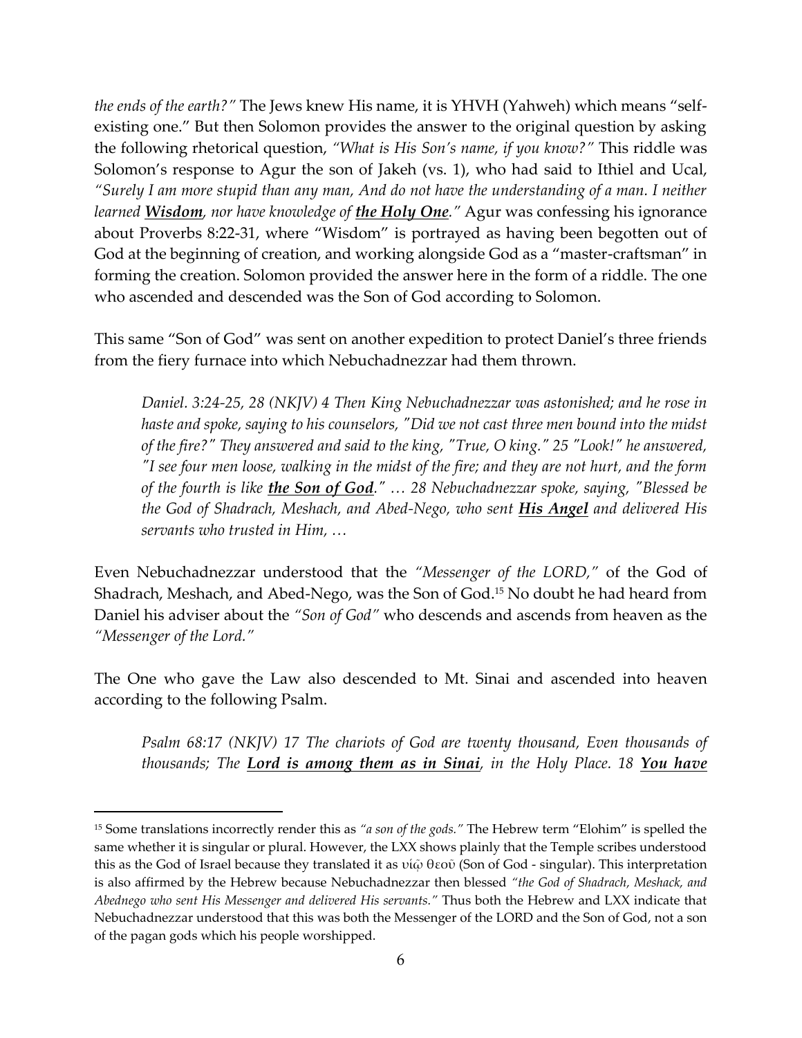*the ends of the earth?"* The Jews knew His name, it is YHVH (Yahweh) which means "self-existing one." But then Solomon provides the answer to the original question by asking the following rhetorical question, *"What is His Son's name, if you know?"* This riddle was Solomon's response to Agur the son of Jakeh (vs. 1), who had said to Ithiel and Ucal, *"Surely I am more stupid than any man, And do not have the understanding of a man. I neither learned **Wisdom**, nor have knowledge of **the Holy One**."* Agur was confessing his ignorance about Proverbs 8:22-31, where "Wisdom" is portrayed as having been begotten out of God at the beginning of creation, and working alongside God as a "master-craftsman" in forming the creation. Solomon provided the answer here in the form of a riddle. The one who ascended and descended was the Son of God according to Solomon.

This same "Son of God" was sent on another expedition to protect Daniel's three friends from the fiery furnace into which Nebuchadnezzar had them thrown.

> *Daniel. 3:24-25, 28 (NKJV) 4 Then King Nebuchadnezzar was astonished; and he rose in haste and spoke, saying to his counselors, "Did we not cast three men bound into the midst of the fire?" They answered and said to the king, "True, O king." 25 "Look!" he answered, "I see four men loose, walking in the midst of the fire; and they are not hurt, and the form of the fourth is like **the Son of God**." … 28 Nebuchadnezzar spoke, saying, "Blessed be the God of Shadrach, Meshach, and Abed-Nego, who sent **His Angel** and delivered His servants who trusted in Him, …*

Even Nebuchadnezzar understood that the *"Messenger of the LORD,"* of the God of Shadrach, Meshach, and Abed-Nego, was the Son of God.[15] No doubt he had heard from Daniel his adviser about the *"Son of God"* who descends and ascends from heaven as the *"Messenger of the Lord."*

The One who gave the Law also descended to Mt. Sinai and ascended into heaven according to the following Psalm.

> *Psalm 68:17 (NKJV) 17 The chariots of God are twenty thousand, Even thousands of thousands; The **Lord is among them as in Sinai**, in the Holy Place. 18 **You have***

---

[15] Some translations incorrectly render this as *"a son of the gods."* The Hebrew term "Elohim" is spelled the same whether it is singular or plural. However, the LXX shows plainly that the Temple scribes understood this as the God of Israel because they translated it as υἱῷ θεοῦ (Son of God - singular). This interpretation is also affirmed by the Hebrew because Nebuchadnezzar then blessed *"the God of Shadrach, Meshack, and Abednego who sent His Messenger and delivered His servants."* Thus both the Hebrew and LXX indicate that Nebuchadnezzar understood that this was both the Messenger of the LORD and the Son of God, not a son of the pagan gods which his people worshipped.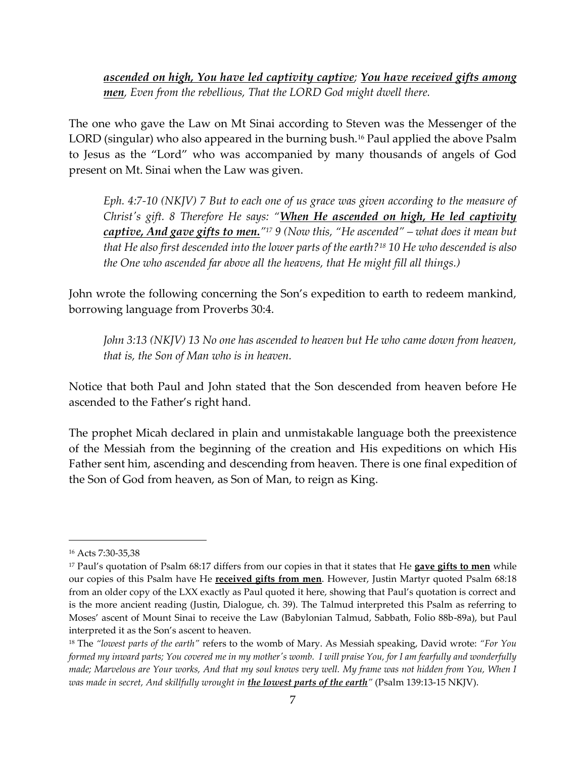*__ascended on high, You have led captivity captive__; __You have received gifts among men__, Even from the rebellious, That the LORD God might dwell there.*

The one who gave the Law on Mt Sinai according to Steven was the Messenger of the LORD (singular) who also appeared in the burning bush.[16] Paul applied the above Psalm to Jesus as the "Lord" who was accompanied by many thousands of angels of God present on Mt. Sinai when the Law was given.

> *Eph. 4:7-10 (NKJV) 7 But to each one of us grace was given according to the measure of Christ's gift. 8 Therefore He says: "__**When He ascended on high, He led captivity captive, And gave gifts to men.**__"[17] 9 (Now this, "He ascended" – what does it mean but that He also first descended into the lower parts of the earth?[18] 10 He who descended is also the One who ascended far above all the heavens, that He might fill all things.)*

John wrote the following concerning the Son's expedition to earth to redeem mankind, borrowing language from Proverbs 30:4.

> *John 3:13 (NKJV) 13 No one has ascended to heaven but He who came down from heaven, that is, the Son of Man who is in heaven.*

Notice that both Paul and John stated that the Son descended from heaven before He ascended to the Father's right hand.

The prophet Micah declared in plain and unmistakable language both the preexistence of the Messiah from the beginning of the creation and His expeditions on which His Father sent him, ascending and descending from heaven. There is one final expedition of the Son of God from heaven, as Son of Man, to reign as King.

---

[16] Acts 7:30-35,38

[17] Paul's quotation of Psalm 68:17 differs from our copies in that it states that He __**gave gifts to men**__ while our copies of this Psalm have He __**received gifts from men**__. However, Justin Martyr quoted Psalm 68:18 from an older copy of the LXX exactly as Paul quoted it here, showing that Paul's quotation is correct and is the more ancient reading (Justin, Dialogue, ch. 39). The Talmud interpreted this Psalm as referring to Moses' ascent of Mount Sinai to receive the Law (Babylonian Talmud, Sabbath, Folio 88b-89a), but Paul interpreted it as the Son's ascent to heaven.

[18] The *"lowest parts of the earth"* refers to the womb of Mary. As Messiah speaking, David wrote: *"For You formed my inward parts; You covered me in my mother's womb. I will praise You, for I am fearfully and wonderfully made; Marvelous are Your works, And that my soul knows very well. My frame was not hidden from You, When I was made in secret, And skillfully wrought in __**the lowest parts of the earth**__"* (Psalm 139:13-15 NKJV).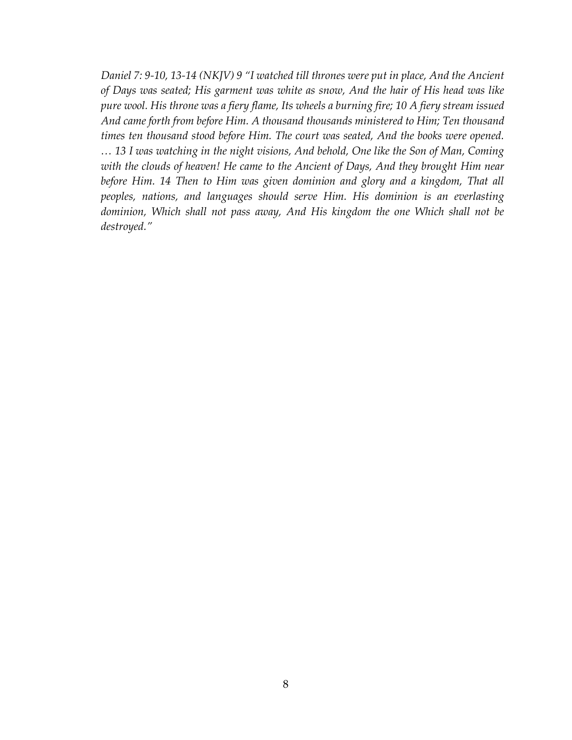*Daniel 7: 9-10, 13-14 (NKJV) 9 "I watched till thrones were put in place, And the Ancient of Days was seated; His garment was white as snow, And the hair of His head was like pure wool. His throne was a fiery flame, Its wheels a burning fire; 10 A fiery stream issued And came forth from before Him. A thousand thousands ministered to Him; Ten thousand times ten thousand stood before Him. The court was seated, And the books were opened. … 13 I was watching in the night visions, And behold, One like the Son of Man, Coming with the clouds of heaven! He came to the Ancient of Days, And they brought Him near before Him. 14 Then to Him was given dominion and glory and a kingdom, That all peoples, nations, and languages should serve Him. His dominion is an everlasting dominion, Which shall not pass away, And His kingdom the one Which shall not be destroyed."*